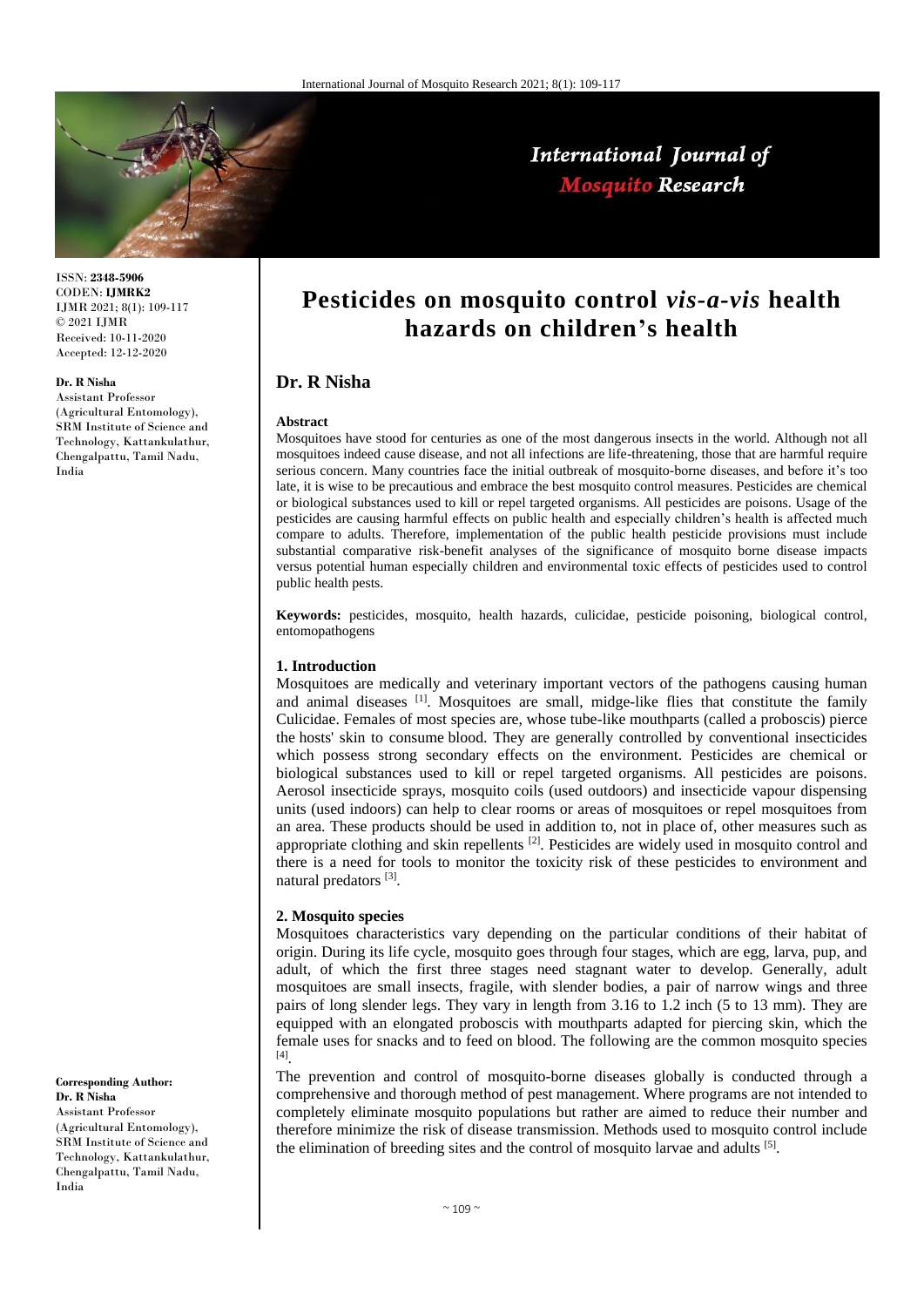# Pesticides on mosquito control *vis-a-vis* health hazards on children's health

ISSN: **2348-5906**
CODEN: **IJMRK2**
IJMR 2021; 8(1): 109-117
© 2021 IJMR
Received: 10-11-2020
Accepted: 12-12-2020

**Dr. R Nisha**
Assistant Professor (Agricultural Entomology), SRM Institute of Science and Technology, Kattankulathur, Chengalpattu, Tamil Nadu, India

**Corresponding Author:**
**Dr. R Nisha**
Assistant Professor (Agricultural Entomology), SRM Institute of Science and Technology, Kattankulathur, Chengalpattu, Tamil Nadu, India

## Dr. R Nisha

### Abstract

Mosquitoes have stood for centuries as one of the most dangerous insects in the world. Although not all mosquitoes indeed cause disease, and not all infections are life-threatening, those that are harmful require serious concern. Many countries face the initial outbreak of mosquito-borne diseases, and before it's too late, it is wise to be precautious and embrace the best mosquito control measures. Pesticides are chemical or biological substances used to kill or repel targeted organisms. All pesticides are poisons. Usage of the pesticides are causing harmful effects on public health and especially children's health is affected much compare to adults. Therefore, implementation of the public health pesticide provisions must include substantial comparative risk-benefit analyses of the significance of mosquito borne disease impacts versus potential human especially children and environmental toxic effects of pesticides used to control public health pests.

**Keywords:** pesticides, mosquito, health hazards, culicidae, pesticide poisoning, biological control, entomopathogens

### 1. Introduction

Mosquitoes are medically and veterinary important vectors of the pathogens causing human and animal diseases [1]. Mosquitoes are small, midge-like flies that constitute the family Culicidae. Females of most species are, whose tube-like mouthparts (called a proboscis) pierce the hosts' skin to consume blood. They are generally controlled by conventional insecticides which possess strong secondary effects on the environment. Pesticides are chemical or biological substances used to kill or repel targeted organisms. All pesticides are poisons. Aerosol insecticide sprays, mosquito coils (used outdoors) and insecticide vapour dispensing units (used indoors) can help to clear rooms or areas of mosquitoes or repel mosquitoes from an area. These products should be used in addition to, not in place of, other measures such as appropriate clothing and skin repellents [2]. Pesticides are widely used in mosquito control and there is a need for tools to monitor the toxicity risk of these pesticides to environment and natural predators [3].

### 2. Mosquito species

Mosquitoes characteristics vary depending on the particular conditions of their habitat of origin. During its life cycle, mosquito goes through four stages, which are egg, larva, pup, and adult, of which the first three stages need stagnant water to develop. Generally, adult mosquitoes are small insects, fragile, with slender bodies, a pair of narrow wings and three pairs of long slender legs. They vary in length from 3.16 to 1.2 inch (5 to 13 mm). They are equipped with an elongated proboscis with mouthparts adapted for piercing skin, which the female uses for snacks and to feed on blood. The following are the common mosquito species [4].

The prevention and control of mosquito-borne diseases globally is conducted through a comprehensive and thorough method of pest management. Where programs are not intended to completely eliminate mosquito populations but rather are aimed to reduce their number and therefore minimize the risk of disease transmission. Methods used to mosquito control include the elimination of breeding sites and the control of mosquito larvae and adults [5].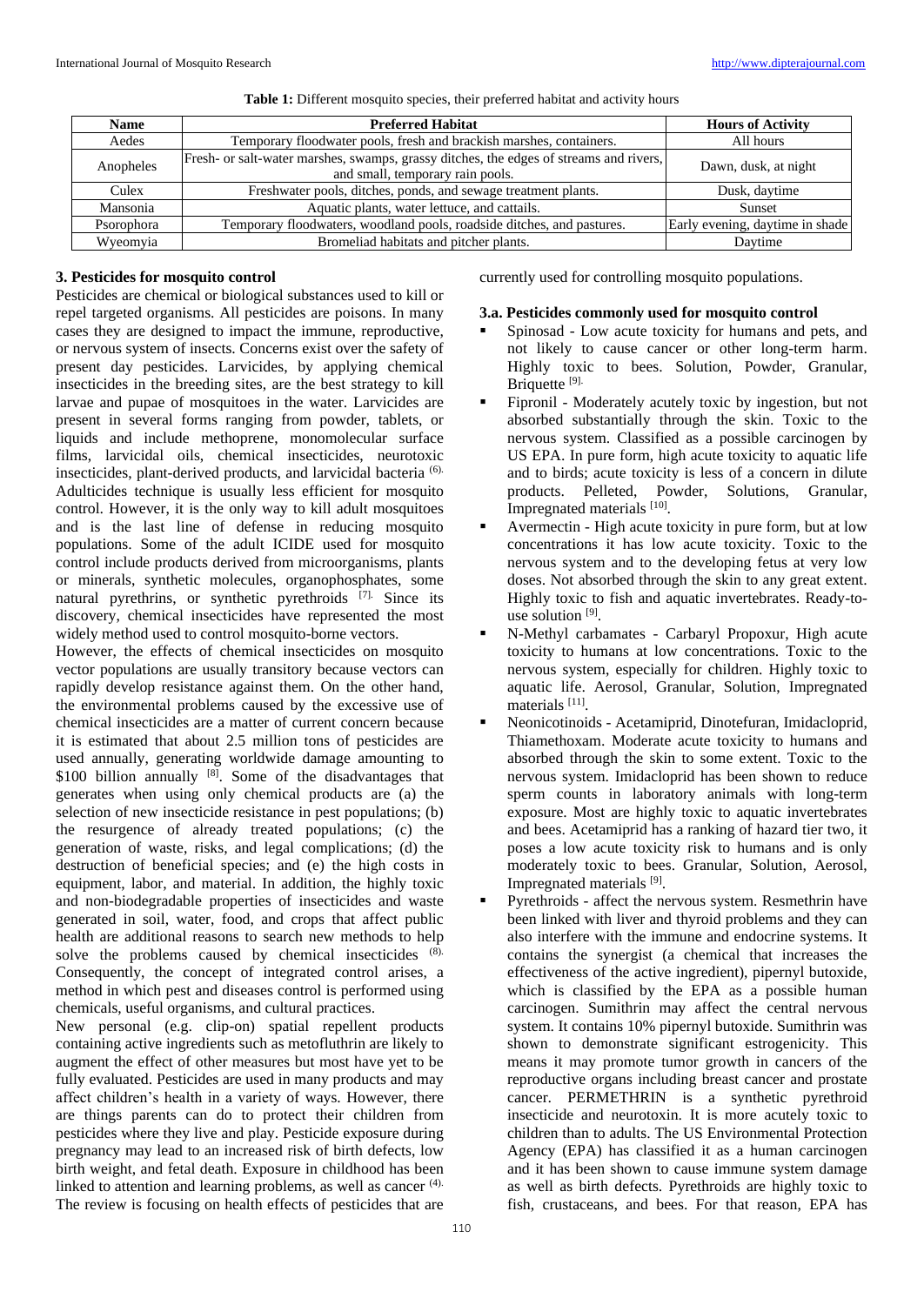**Table 1:** Different mosquito species, their preferred habitat and activity hours

| Name | Preferred Habitat | Hours of Activity |
|---|---|---|
| Aedes | Temporary floodwater pools, fresh and brackish marshes, containers. | All hours |
| Anopheles | Fresh- or salt-water marshes, swamps, grassy ditches, the edges of streams and rivers, and small, temporary rain pools. | Dawn, dusk, at night |
| Culex | Freshwater pools, ditches, ponds, and sewage treatment plants. | Dusk, daytime |
| Mansonia | Aquatic plants, water lettuce, and cattails. | Sunset |
| Psorophora | Temporary floodwaters, woodland pools, roadside ditches, and pastures. | Early evening, daytime in shade |
| Wyeomyia | Bromeliad habitats and pitcher plants. | Daytime |

### 3. Pesticides for mosquito control

Pesticides are chemical or biological substances used to kill or repel targeted organisms. All pesticides are poisons. In many cases they are designed to impact the immune, reproductive, or nervous system of insects. Concerns exist over the safety of present day pesticides. Larvicides, by applying chemical insecticides in the breeding sites, are the best strategy to kill larvae and pupae of mosquitoes in the water. Larvicides are present in several forms ranging from powder, tablets, or liquids and include methoprene, monomolecular surface films, larvicidal oils, chemical insecticides, neurotoxic insecticides, plant-derived products, and larvicidal bacteria [6]. Adulticides technique is usually less efficient for mosquito control. However, it is the only way to kill adult mosquitoes and is the last line of defense in reducing mosquito populations. Some of the adult ICIDE used for mosquito control include products derived from microorganisms, plants or minerals, synthetic molecules, organophosphates, some natural pyrethrins, or synthetic pyrethroids [7]. Since its discovery, chemical insecticides have represented the most widely method used to control mosquito-borne vectors.

However, the effects of chemical insecticides on mosquito vector populations are usually transitory because vectors can rapidly develop resistance against them. On the other hand, the environmental problems caused by the excessive use of chemical insecticides are a matter of current concern because it is estimated that about 2.5 million tons of pesticides are used annually, generating worldwide damage amounting to \$100 billion annually [8]. Some of the disadvantages that generates when using only chemical products are (a) the selection of new insecticide resistance in pest populations; (b) the resurgence of already treated populations; (c) the generation of waste, risks, and legal complications; (d) the destruction of beneficial species; and (e) the high costs in equipment, labor, and material. In addition, the highly toxic and non-biodegradable properties of insecticides and waste generated in soil, water, food, and crops that affect public health are additional reasons to search new methods to help solve the problems caused by chemical insecticides [8]. Consequently, the concept of integrated control arises, a method in which pest and diseases control is performed using chemicals, useful organisms, and cultural practices.

New personal (e.g. clip-on) spatial repellent products containing active ingredients such as metofluthrin are likely to augment the effect of other measures but most have yet to be fully evaluated. Pesticides are used in many products and may affect children's health in a variety of ways. However, there are things parents can do to protect their children from pesticides where they live and play. Pesticide exposure during pregnancy may lead to an increased risk of birth defects, low birth weight, and fetal death. Exposure in childhood has been linked to attention and learning problems, as well as cancer [4]. The review is focusing on health effects of pesticides that are currently used for controlling mosquito populations.

#### 3.a. Pesticides commonly used for mosquito control

- Spinosad - Low acute toxicity for humans and pets, and not likely to cause cancer or other long-term harm. Highly toxic to bees. Solution, Powder, Granular, Briquette [9].
- Fipronil - Moderately acutely toxic by ingestion, but not absorbed substantially through the skin. Toxic to the nervous system. Classified as a possible carcinogen by US EPA. In pure form, high acute toxicity to aquatic life and to birds; acute toxicity is less of a concern in dilute products. Pelleted, Powder, Solutions, Granular, Impregnated materials [10].
- Avermectin - High acute toxicity in pure form, but at low concentrations it has low acute toxicity. Toxic to the nervous system and to the developing fetus at very low doses. Not absorbed through the skin to any great extent. Highly toxic to fish and aquatic invertebrates. Ready-to-use solution [9].
- N-Methyl carbamates - Carbaryl Propoxur, High acute toxicity to humans at low concentrations. Toxic to the nervous system, especially for children. Highly toxic to aquatic life. Aerosol, Granular, Solution, Impregnated materials [11].
- Neonicotinoids - Acetamiprid, Dinotefuran, Imidacloprid, Thiamethoxam. Moderate acute toxicity to humans and absorbed through the skin to some extent. Toxic to the nervous system. Imidacloprid has been shown to reduce sperm counts in laboratory animals with long-term exposure. Most are highly toxic to aquatic invertebrates and bees. Acetamiprid has a ranking of hazard tier two, it poses a low acute toxicity risk to humans and is only moderately toxic to bees. Granular, Solution, Aerosol, Impregnated materials [9].
- Pyrethroids - affect the nervous system. Resmethrin have been linked with liver and thyroid problems and they can also interfere with the immune and endocrine systems. It contains the synergist (a chemical that increases the effectiveness of the active ingredient), pipernyl butoxide, which is classified by the EPA as a possible human carcinogen. Sumithrin may affect the central nervous system. It contains 10% pipernyl butoxide. Sumithrin was shown to demonstrate significant estrogenicity. This means it may promote tumor growth in cancers of the reproductive organs including breast cancer and prostate cancer. PERMETHRIN is a synthetic pyrethroid insecticide and neurotoxin. It is more acutely toxic to children than to adults. The US Environmental Protection Agency (EPA) has classified it as a human carcinogen and it has been shown to cause immune system damage as well as birth defects. Pyrethroids are highly toxic to fish, crustaceans, and bees. For that reason, EPA has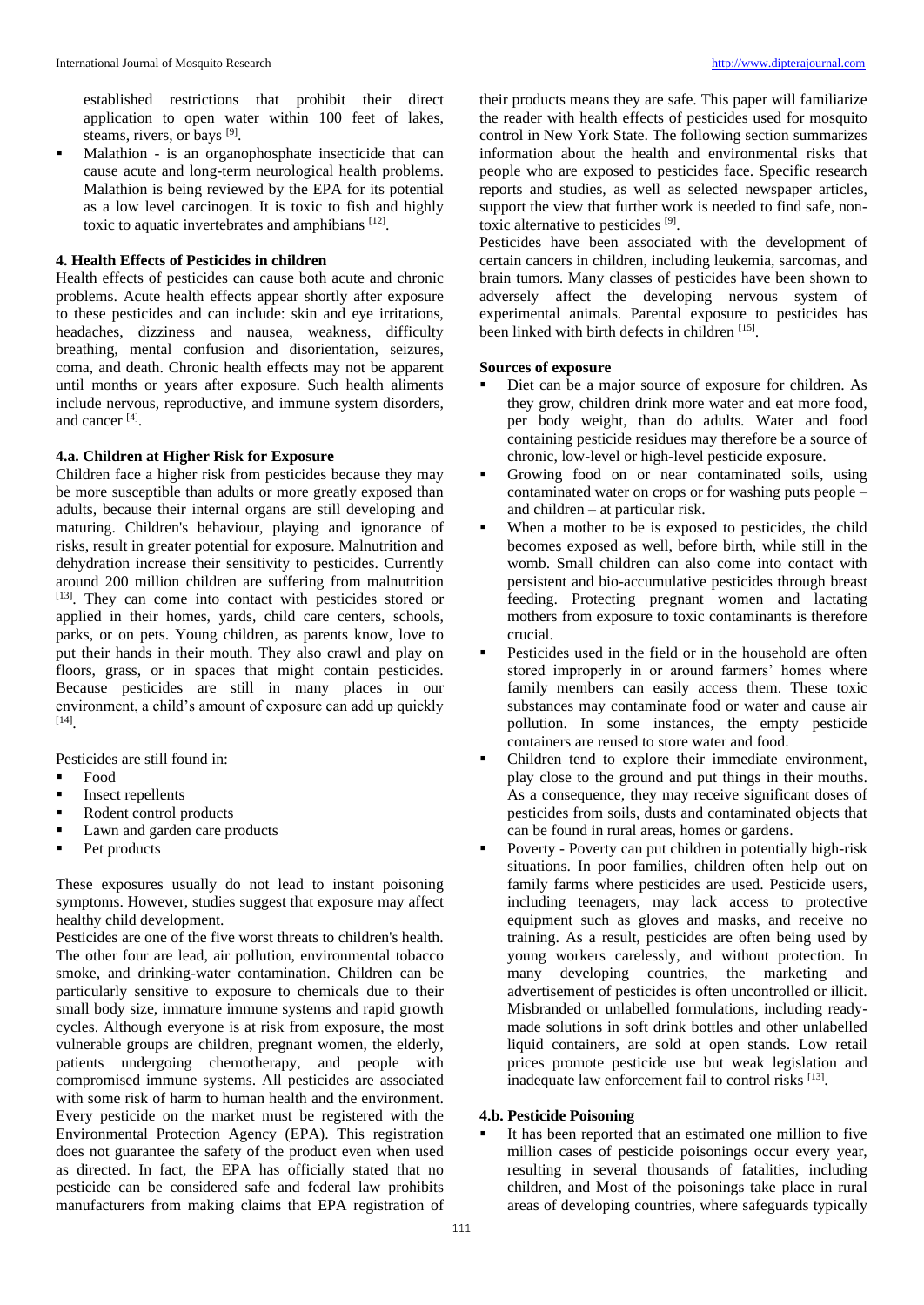established restrictions that prohibit their direct application to open water within 100 feet of lakes, steams, rivers, or bays [9].

- Malathion - is an organophosphate insecticide that can cause acute and long-term neurological health problems. Malathion is being reviewed by the EPA for its potential as a low level carcinogen. It is toxic to fish and highly toxic to aquatic invertebrates and amphibians [12].

## 4. Health Effects of Pesticides in children

Health effects of pesticides can cause both acute and chronic problems. Acute health effects appear shortly after exposure to these pesticides and can include: skin and eye irritations, headaches, dizziness and nausea, weakness, difficulty breathing, mental confusion and disorientation, seizures, coma, and death. Chronic health effects may not be apparent until months or years after exposure. Such health aliments include nervous, reproductive, and immune system disorders, and cancer [4].

### 4.a. Children at Higher Risk for Exposure

Children face a higher risk from pesticides because they may be more susceptible than adults or more greatly exposed than adults, because their internal organs are still developing and maturing. Children's behaviour, playing and ignorance of risks, result in greater potential for exposure. Malnutrition and dehydration increase their sensitivity to pesticides. Currently around 200 million children are suffering from malnutrition [13]. They can come into contact with pesticides stored or applied in their homes, yards, child care centers, schools, parks, or on pets. Young children, as parents know, love to put their hands in their mouth. They also crawl and play on floors, grass, or in spaces that might contain pesticides. Because pesticides are still in many places in our environment, a child's amount of exposure can add up quickly [14].

Pesticides are still found in:

- Food
- Insect repellents
- Rodent control products
- Lawn and garden care products
- Pet products

These exposures usually do not lead to instant poisoning symptoms. However, studies suggest that exposure may affect healthy child development.

Pesticides are one of the five worst threats to children's health. The other four are lead, air pollution, environmental tobacco smoke, and drinking-water contamination. Children can be particularly sensitive to exposure to chemicals due to their small body size, immature immune systems and rapid growth cycles. Although everyone is at risk from exposure, the most vulnerable groups are children, pregnant women, the elderly, patients undergoing chemotherapy, and people with compromised immune systems. All pesticides are associated with some risk of harm to human health and the environment. Every pesticide on the market must be registered with the Environmental Protection Agency (EPA). This registration does not guarantee the safety of the product even when used as directed. In fact, the EPA has officially stated that no pesticide can be considered safe and federal law prohibits manufacturers from making claims that EPA registration of their products means they are safe. This paper will familiarize the reader with health effects of pesticides used for mosquito control in New York State. The following section summarizes information about the health and environmental risks that people who are exposed to pesticides face. Specific research reports and studies, as well as selected newspaper articles, support the view that further work is needed to find safe, non-toxic alternative to pesticides [9].

Pesticides have been associated with the development of certain cancers in children, including leukemia, sarcomas, and brain tumors. Many classes of pesticides have been shown to adversely affect the developing nervous system of experimental animals. Parental exposure to pesticides has been linked with birth defects in children [15].

**Sources of exposure**

- Diet can be a major source of exposure for children. As they grow, children drink more water and eat more food, per body weight, than do adults. Water and food containing pesticide residues may therefore be a source of chronic, low-level or high-level pesticide exposure.
- Growing food on or near contaminated soils, using contaminated water on crops or for washing puts people – and children – at particular risk.
- When a mother to be is exposed to pesticides, the child becomes exposed as well, before birth, while still in the womb. Small children can also come into contact with persistent and bio-accumulative pesticides through breast feeding. Protecting pregnant women and lactating mothers from exposure to toxic contaminants is therefore crucial.
- Pesticides used in the field or in the household are often stored improperly in or around farmers' homes where family members can easily access them. These toxic substances may contaminate food or water and cause air pollution. In some instances, the empty pesticide containers are reused to store water and food.
- Children tend to explore their immediate environment, play close to the ground and put things in their mouths. As a consequence, they may receive significant doses of pesticides from soils, dusts and contaminated objects that can be found in rural areas, homes or gardens.
- Poverty - Poverty can put children in potentially high-risk situations. In poor families, children often help out on family farms where pesticides are used. Pesticide users, including teenagers, may lack access to protective equipment such as gloves and masks, and receive no training. As a result, pesticides are often being used by young workers carelessly, and without protection. In many developing countries, the marketing and advertisement of pesticides is often uncontrolled or illicit. Misbranded or unlabelled formulations, including ready-made solutions in soft drink bottles and other unlabelled liquid containers, are sold at open stands. Low retail prices promote pesticide use but weak legislation and inadequate law enforcement fail to control risks [13].

### 4.b. Pesticide Poisoning

- It has been reported that an estimated one million to five million cases of pesticide poisonings occur every year, resulting in several thousands of fatalities, including children, and Most of the poisonings take place in rural areas of developing countries, where safeguards typically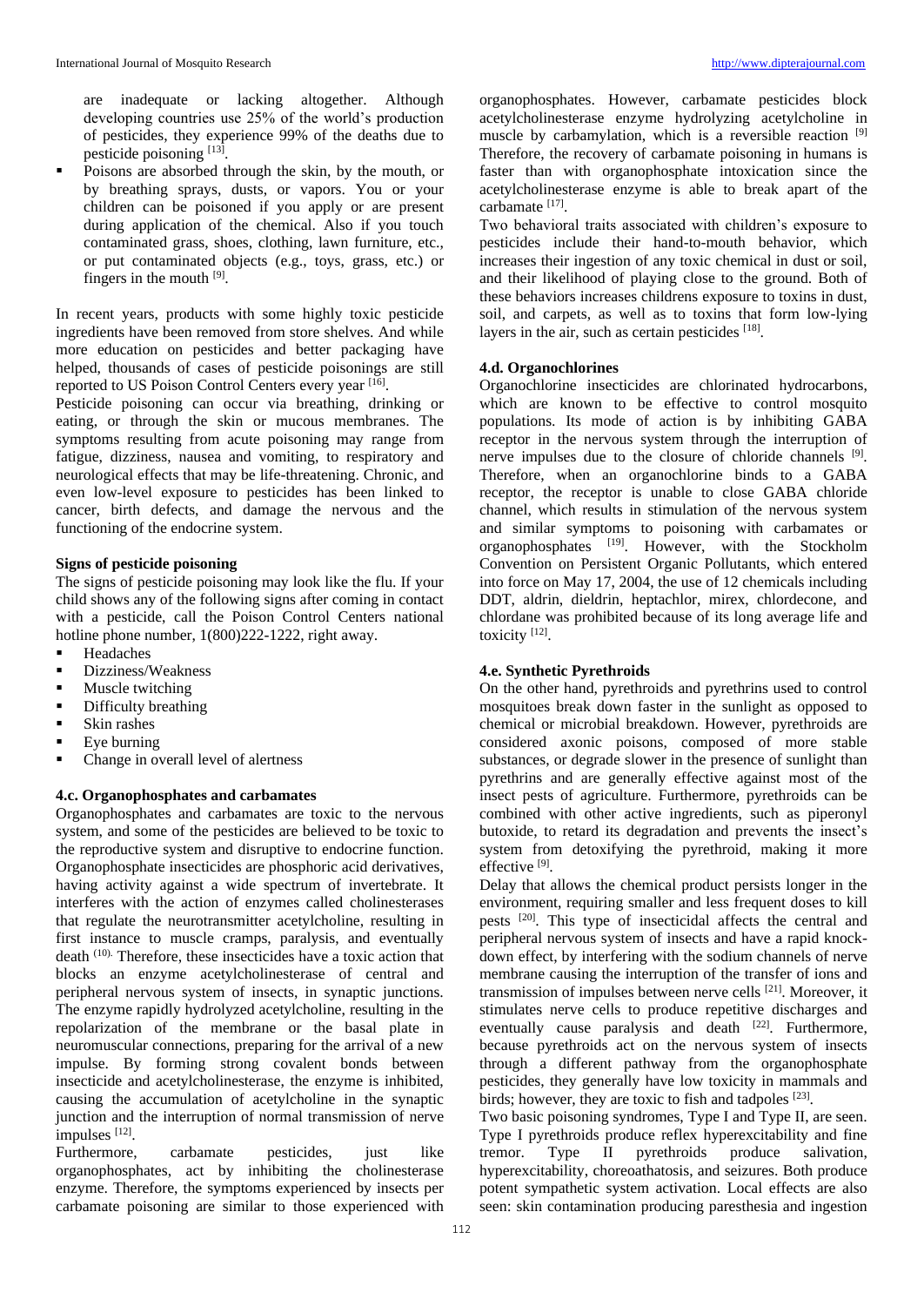are inadequate or lacking altogether. Although developing countries use 25% of the world's production of pesticides, they experience 99% of the deaths due to pesticide poisoning [13].

- Poisons are absorbed through the skin, by the mouth, or by breathing sprays, dusts, or vapors. You or your children can be poisoned if you apply or are present during application of the chemical. Also if you touch contaminated grass, shoes, clothing, lawn furniture, etc., or put contaminated objects (e.g., toys, grass, etc.) or fingers in the mouth [9].

In recent years, products with some highly toxic pesticide ingredients have been removed from store shelves. And while more education on pesticides and better packaging have helped, thousands of cases of pesticide poisonings are still reported to US Poison Control Centers every year [16].

Pesticide poisoning can occur via breathing, drinking or eating, or through the skin or mucous membranes. The symptoms resulting from acute poisoning may range from fatigue, dizziness, nausea and vomiting, to respiratory and neurological effects that may be life-threatening. Chronic, and even low-level exposure to pesticides has been linked to cancer, birth defects, and damage the nervous and the functioning of the endocrine system.

**Signs of pesticide poisoning**

The signs of pesticide poisoning may look like the flu. If your child shows any of the following signs after coming in contact with a pesticide, call the Poison Control Centers national hotline phone number, 1(800)222-1222, right away.

- Headaches
- Dizziness/Weakness
- Muscle twitching
- Difficulty breathing
- Skin rashes
- Eye burning
- Change in overall level of alertness

#### 4.c. Organophosphates and carbamates

Organophosphates and carbamates are toxic to the nervous system, and some of the pesticides are believed to be toxic to the reproductive system and disruptive to endocrine function. Organophosphate insecticides are phosphoric acid derivatives, having activity against a wide spectrum of invertebrate. It interferes with the action of enzymes called cholinesterases that regulate the neurotransmitter acetylcholine, resulting in first instance to muscle cramps, paralysis, and eventually death (10). Therefore, these insecticides have a toxic action that blocks an enzyme acetylcholinesterase of central and peripheral nervous system of insects, in synaptic junctions. The enzyme rapidly hydrolyzed acetylcholine, resulting in the repolarization of the membrane or the basal plate in neuromuscular connections, preparing for the arrival of a new impulse. By forming strong covalent bonds between insecticide and acetylcholinesterase, the enzyme is inhibited, causing the accumulation of acetylcholine in the synaptic junction and the interruption of normal transmission of nerve impulses [12].

Furthermore, carbamate pesticides, just like organophosphates, act by inhibiting the cholinesterase enzyme. Therefore, the symptoms experienced by insects per carbamate poisoning are similar to those experienced with organophosphates. However, carbamate pesticides block acetylcholinesterase enzyme hydrolyzing acetylcholine in muscle by carbamylation, which is a reversible reaction [9] Therefore, the recovery of carbamate poisoning in humans is faster than with organophosphate intoxication since the acetylcholinesterase enzyme is able to break apart of the carbamate [17].

Two behavioral traits associated with children's exposure to pesticides include their hand-to-mouth behavior, which increases their ingestion of any toxic chemical in dust or soil, and their likelihood of playing close to the ground. Both of these behaviors increases childrens exposure to toxins in dust, soil, and carpets, as well as to toxins that form low-lying layers in the air, such as certain pesticides [18].

#### 4.d. Organochlorines

Organochlorine insecticides are chlorinated hydrocarbons, which are known to be effective to control mosquito populations. Its mode of action is by inhibiting GABA receptor in the nervous system through the interruption of nerve impulses due to the closure of chloride channels [9]. Therefore, when an organochlorine binds to a GABA receptor, the receptor is unable to close GABA chloride channel, which results in stimulation of the nervous system and similar symptoms to poisoning with carbamates or organophosphates [19]. However, with the Stockholm Convention on Persistent Organic Pollutants, which entered into force on May 17, 2004, the use of 12 chemicals including DDT, aldrin, dieldrin, heptachlor, mirex, chlordecone, and chlordane was prohibited because of its long average life and toxicity [12].

#### 4.e. Synthetic Pyrethroids

On the other hand, pyrethroids and pyrethrins used to control mosquitoes break down faster in the sunlight as opposed to chemical or microbial breakdown. However, pyrethroids are considered axonic poisons, composed of more stable substances, or degrade slower in the presence of sunlight than pyrethrins and are generally effective against most of the insect pests of agriculture. Furthermore, pyrethroids can be combined with other active ingredients, such as piperonyl butoxide, to retard its degradation and prevents the insect's system from detoxifying the pyrethroid, making it more effective [9].

Delay that allows the chemical product persists longer in the environment, requiring smaller and less frequent doses to kill pests [20]. This type of insecticidal affects the central and peripheral nervous system of insects and have a rapid knock-down effect, by interfering with the sodium channels of nerve membrane causing the interruption of the transfer of ions and transmission of impulses between nerve cells [21]. Moreover, it stimulates nerve cells to produce repetitive discharges and eventually cause paralysis and death [22]. Furthermore, because pyrethroids act on the nervous system of insects through a different pathway from the organophosphate pesticides, they generally have low toxicity in mammals and birds; however, they are toxic to fish and tadpoles [23].

Two basic poisoning syndromes, Type I and Type II, are seen. Type I pyrethroids produce reflex hyperexcitability and fine tremor. Type II pyrethroids produce salivation, hyperexcitability, choreoathatosis, and seizures. Both produce potent sympathetic system activation. Local effects are also seen: skin contamination producing paresthesia and ingestion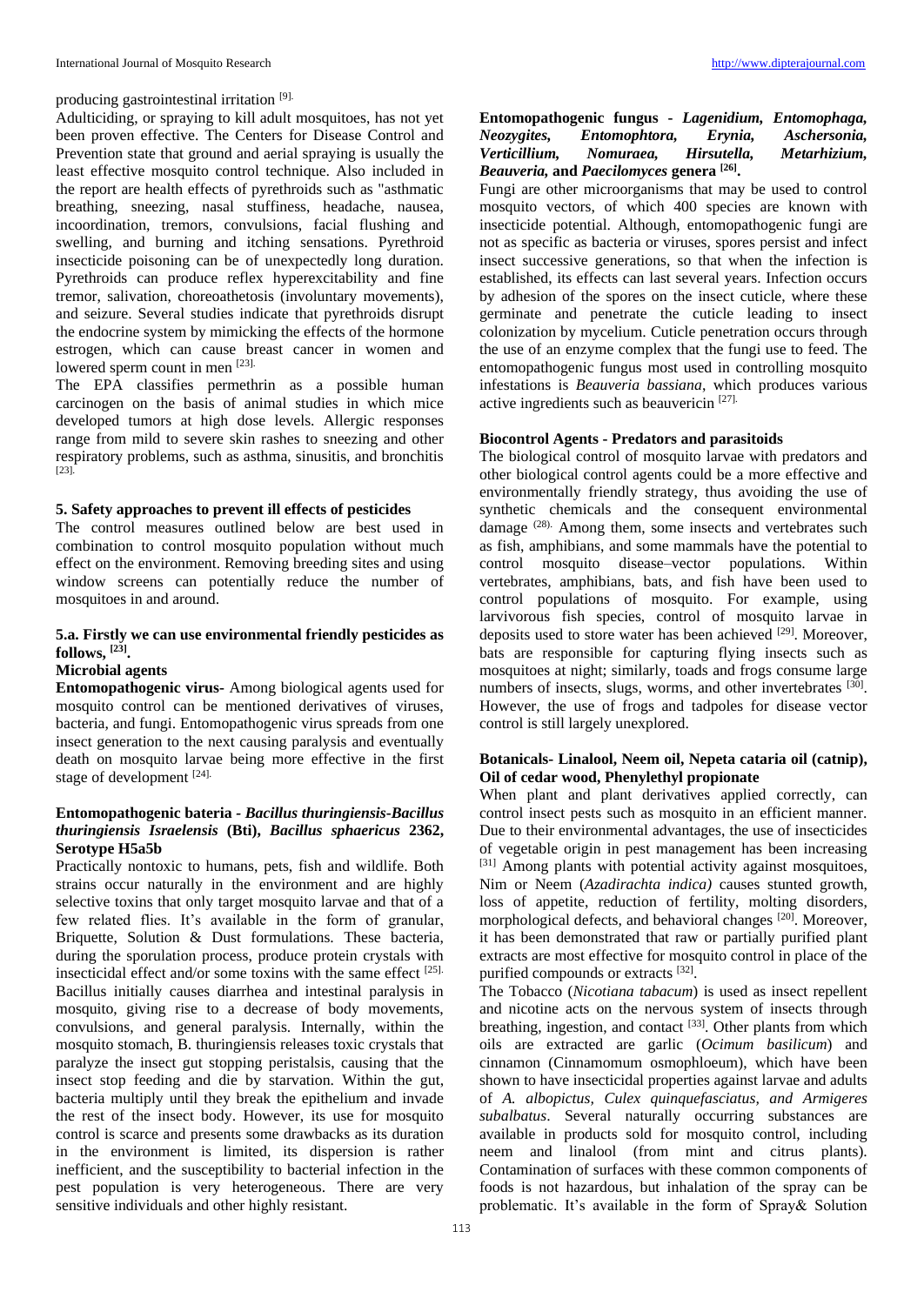producing gastrointestinal irritation [9].

Adulticiding, or spraying to kill adult mosquitoes, has not yet been proven effective. The Centers for Disease Control and Prevention state that ground and aerial spraying is usually the least effective mosquito control technique. Also included in the report are health effects of pyrethroids such as "asthmatic breathing, sneezing, nasal stuffiness, headache, nausea, incoordination, tremors, convulsions, facial flushing and swelling, and burning and itching sensations. Pyrethroid insecticide poisoning can be of unexpectedly long duration. Pyrethroids can produce reflex hyperexcitability and fine tremor, salivation, choreoathetosis (involuntary movements), and seizure. Several studies indicate that pyrethroids disrupt the endocrine system by mimicking the effects of the hormone estrogen, which can cause breast cancer in women and lowered sperm count in men [23].

The EPA classifies permethrin as a possible human carcinogen on the basis of animal studies in which mice developed tumors at high dose levels. Allergic responses range from mild to severe skin rashes to sneezing and other respiratory problems, such as asthma, sinusitis, and bronchitis [23].

## 5. Safety approaches to prevent ill effects of pesticides

The control measures outlined below are best used in combination to control mosquito population without much effect on the environment. Removing breeding sites and using window screens can potentially reduce the number of mosquitoes in and around.

### 5.a. Firstly we can use environmental friendly pesticides as follows, [23].

**Microbial agents**

**Entomopathogenic virus-** Among biological agents used for mosquito control can be mentioned derivatives of viruses, bacteria, and fungi. Entomopathogenic virus spreads from one insect generation to the next causing paralysis and eventually death on mosquito larvae being more effective in the first stage of development [24].

**Entomopathogenic bateria - *Bacillus thuringiensis-Bacillus thuringiensis Israelensis* (Bti), *Bacillus sphaericus* 2362, Serotype H5a5b**

Practically nontoxic to humans, pets, fish and wildlife. Both strains occur naturally in the environment and are highly selective toxins that only target mosquito larvae and that of a few related flies. It's available in the form of granular, Briquette, Solution & Dust formulations. These bacteria, during the sporulation process, produce protein crystals with insecticidal effect and/or some toxins with the same effect [25]. Bacillus initially causes diarrhea and intestinal paralysis in mosquito, giving rise to a decrease of body movements, convulsions, and general paralysis. Internally, within the mosquito stomach, B. thuringiensis releases toxic crystals that paralyze the insect gut stopping peristalsis, causing that the insect stop feeding and die by starvation. Within the gut, bacteria multiply until they break the epithelium and invade the rest of the insect body. However, its use for mosquito control is scarce and presents some drawbacks as its duration in the environment is limited, its dispersion is rather inefficient, and the susceptibility to bacterial infection in the pest population is very heterogeneous. There are very sensitive individuals and other highly resistant.

**Entomopathogenic fungus - *Lagenidium, Entomophaga, Neozygites, Entomophtora, Erynia, Aschersonia, Verticillium, Nomuraea, Hirsutella, Metarhizium, Beauveria,* and *Paecilomyces* genera [26].**

Fungi are other microorganisms that may be used to control mosquito vectors, of which 400 species are known with insecticide potential. Although, entomopathogenic fungi are not as specific as bacteria or viruses, spores persist and infect insect successive generations, so that when the infection is established, its effects can last several years. Infection occurs by adhesion of the spores on the insect cuticle, where these germinate and penetrate the cuticle leading to insect colonization by mycelium. Cuticle penetration occurs through the use of an enzyme complex that the fungi use to feed. The entomopathogenic fungus most used in controlling mosquito infestations is *Beauveria bassiana*, which produces various active ingredients such as beauvericin [27].

**Biocontrol Agents - Predators and parasitoids**

The biological control of mosquito larvae with predators and other biological control agents could be a more effective and environmentally friendly strategy, thus avoiding the use of synthetic chemicals and the consequent environmental damage [28]. Among them, some insects and vertebrates such as fish, amphibians, and some mammals have the potential to control mosquito disease–vector populations. Within vertebrates, amphibians, bats, and fish have been used to control populations of mosquito. For example, using larvivorous fish species, control of mosquito larvae in deposits used to store water has been achieved [29]. Moreover, bats are responsible for capturing flying insects such as mosquitoes at night; similarly, toads and frogs consume large numbers of insects, slugs, worms, and other invertebrates [30]. However, the use of frogs and tadpoles for disease vector control is still largely unexplored.

**Botanicals- Linalool, Neem oil, Nepeta cataria oil (catnip), Oil of cedar wood, Phenylethyl propionate**

When plant and plant derivatives applied correctly, can control insect pests such as mosquito in an efficient manner. Due to their environmental advantages, the use of insecticides of vegetable origin in pest management has been increasing [31] Among plants with potential activity against mosquitoes, Nim or Neem (*Azadirachta indica)* causes stunted growth, loss of appetite, reduction of fertility, molting disorders, morphological defects, and behavioral changes [20]. Moreover, it has been demonstrated that raw or partially purified plant extracts are most effective for mosquito control in place of the purified compounds or extracts [32].

The Tobacco (*Nicotiana tabacum*) is used as insect repellent and nicotine acts on the nervous system of insects through breathing, ingestion, and contact [33]. Other plants from which oils are extracted are garlic (*Ocimum basilicum*) and cinnamon (Cinnamomum osmophloeum), which have been shown to have insecticidal properties against larvae and adults of *A. albopictus, Culex quinquefasciatus, and Armigeres subalbatus*. Several naturally occurring substances are available in products sold for mosquito control, including neem and linalool (from mint and citrus plants). Contamination of surfaces with these common components of foods is not hazardous, but inhalation of the spray can be problematic. It's available in the form of Spray& Solution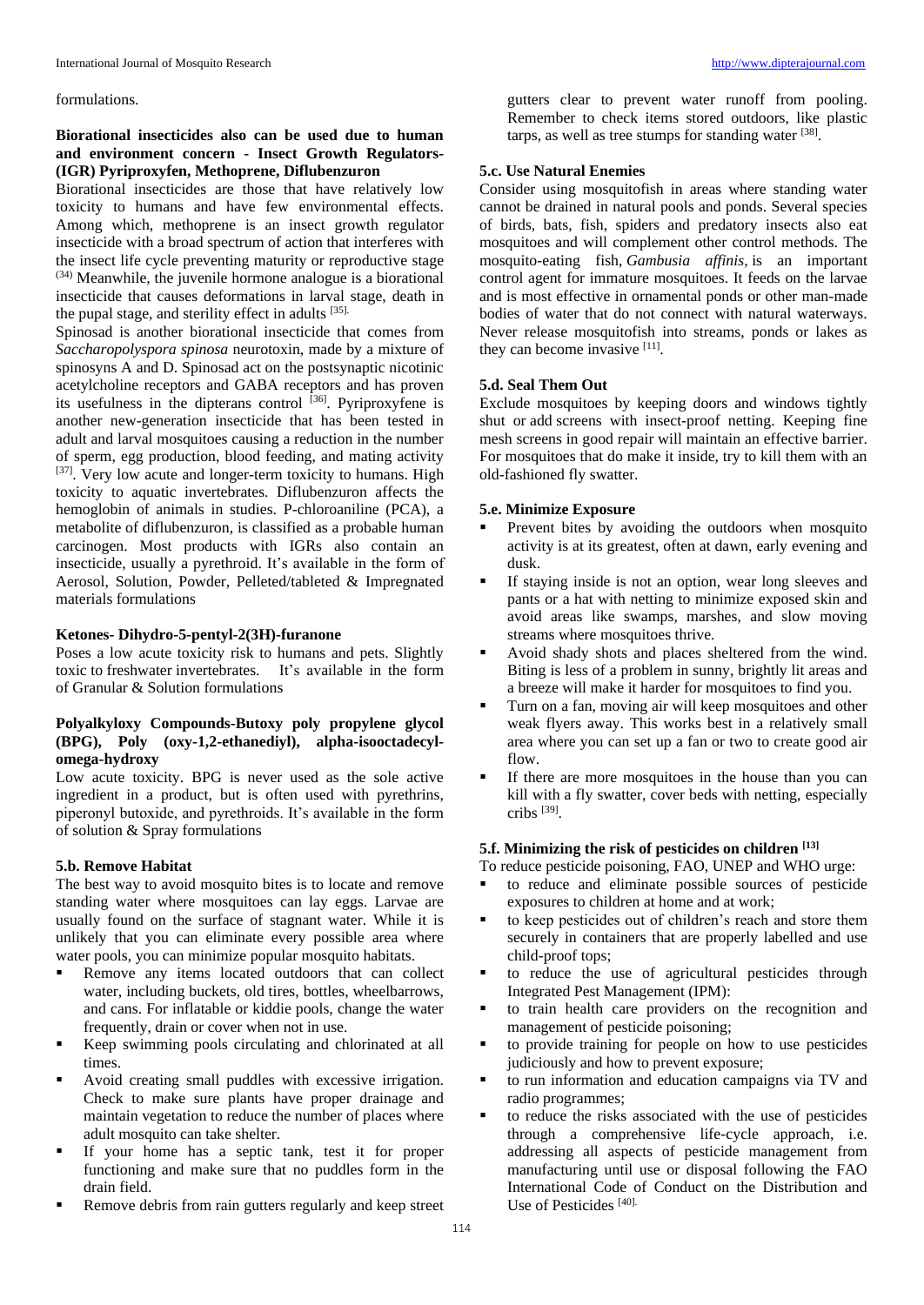formulations.

**Biorational insecticides also can be used due to human and environment concern - Insect Growth Regulators-(IGR) Pyriproxyfen, Methoprene, Diflubenzuron**

Biorational insecticides are those that have relatively low toxicity to humans and have few environmental effects. Among which, methoprene is an insect growth regulator insecticide with a broad spectrum of action that interferes with the insect life cycle preventing maturity or reproductive stage (34) Meanwhile, the juvenile hormone analogue is a biorational insecticide that causes deformations in larval stage, death in the pupal stage, and sterility effect in adults [35].

Spinosad is another biorational insecticide that comes from *Saccharopolyspora spinosa* neurotoxin, made by a mixture of spinosyns A and D. Spinosad act on the postsynaptic nicotinic acetylcholine receptors and GABA receptors and has proven its usefulness in the dipterans control [36]. Pyriproxyfene is another new-generation insecticide that has been tested in adult and larval mosquitoes causing a reduction in the number of sperm, egg production, blood feeding, and mating activity [37]. Very low acute and longer-term toxicity to humans. High toxicity to aquatic invertebrates. Diflubenzuron affects the hemoglobin of animals in studies. P-chloroaniline (PCA), a metabolite of diflubenzuron, is classified as a probable human carcinogen. Most products with IGRs also contain an insecticide, usually a pyrethroid. It's available in the form of Aerosol, Solution, Powder, Pelleted/tableted & Impregnated materials formulations

**Ketones- Dihydro-5-pentyl-2(3H)-furanone**

Poses a low acute toxicity risk to humans and pets. Slightly toxic to freshwater invertebrates. It's available in the form of Granular & Solution formulations

**Polyalkyloxy Compounds-Butoxy poly propylene glycol (BPG), Poly (oxy-1,2-ethanediyl), alpha-isooctadecyl-omega-hydroxy**

Low acute toxicity. BPG is never used as the sole active ingredient in a product, but is often used with pyrethrins, piperonyl butoxide, and pyrethroids. It's available in the form of solution & Spray formulations

### 5.b. Remove Habitat

The best way to avoid mosquito bites is to locate and remove standing water where mosquitoes can lay eggs. Larvae are usually found on the surface of stagnant water. While it is unlikely that you can eliminate every possible area where water pools, you can minimize popular mosquito habitats.

- Remove any items located outdoors that can collect water, including buckets, old tires, bottles, wheelbarrows, and cans. For inflatable or kiddie pools, change the water frequently, drain or cover when not in use.
- Keep swimming pools circulating and chlorinated at all times.
- Avoid creating small puddles with excessive irrigation. Check to make sure plants have proper drainage and maintain vegetation to reduce the number of places where adult mosquito can take shelter.
- If your home has a septic tank, test it for proper functioning and make sure that no puddles form in the drain field.
- Remove debris from rain gutters regularly and keep street gutters clear to prevent water runoff from pooling. Remember to check items stored outdoors, like plastic tarps, as well as tree stumps for standing water [38].

### 5.c. Use Natural Enemies

Consider using mosquitofish in areas where standing water cannot be drained in natural pools and ponds. Several species of birds, bats, fish, spiders and predatory insects also eat mosquitoes and will complement other control methods. The mosquito-eating fish, *Gambusia affinis,* is an important control agent for immature mosquitoes. It feeds on the larvae and is most effective in ornamental ponds or other man-made bodies of water that do not connect with natural waterways. Never release mosquitofish into streams, ponds or lakes as they can become invasive [11].

### 5.d. Seal Them Out

Exclude mosquitoes by keeping doors and windows tightly shut or add screens with insect-proof netting. Keeping fine mesh screens in good repair will maintain an effective barrier. For mosquitoes that do make it inside, try to kill them with an old-fashioned fly swatter.

### 5.e. Minimize Exposure

- Prevent bites by avoiding the outdoors when mosquito activity is at its greatest, often at dawn, early evening and dusk.
- If staying inside is not an option, wear long sleeves and pants or a hat with netting to minimize exposed skin and avoid areas like swamps, marshes, and slow moving streams where mosquitoes thrive.
- Avoid shady shots and places sheltered from the wind. Biting is less of a problem in sunny, brightly lit areas and a breeze will make it harder for mosquitoes to find you.
- Turn on a fan, moving air will keep mosquitoes and other weak flyers away. This works best in a relatively small area where you can set up a fan or two to create good air flow.
- If there are more mosquitoes in the house than you can kill with a fly swatter, cover beds with netting, especially cribs [39].

### 5.f. Minimizing the risk of pesticides on children [13]

To reduce pesticide poisoning, FAO, UNEP and WHO urge:

- to reduce and eliminate possible sources of pesticide exposures to children at home and at work;
- to keep pesticides out of children's reach and store them securely in containers that are properly labelled and use child-proof tops;
- to reduce the use of agricultural pesticides through Integrated Pest Management (IPM):
- to train health care providers on the recognition and management of pesticide poisoning;
- to provide training for people on how to use pesticides judiciously and how to prevent exposure;
- to run information and education campaigns via TV and radio programmes;
- to reduce the risks associated with the use of pesticides through a comprehensive life-cycle approach, i.e. addressing all aspects of pesticide management from manufacturing until use or disposal following the FAO International Code of Conduct on the Distribution and Use of Pesticides [40].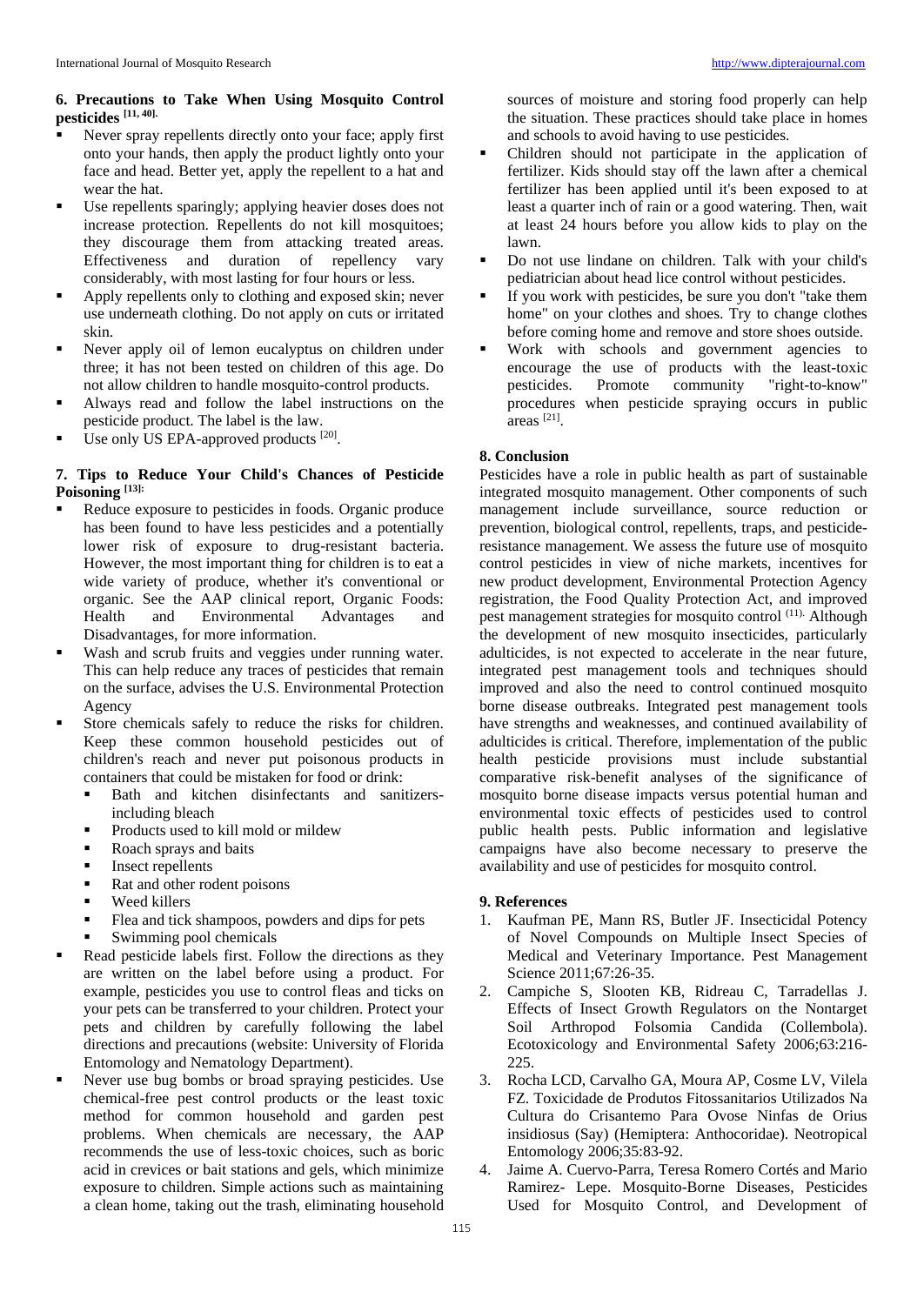## 6. Precautions to Take When Using Mosquito Control pesticides [11, 40].

- Never spray repellents directly onto your face; apply first onto your hands, then apply the product lightly onto your face and head. Better yet, apply the repellent to a hat and wear the hat.
- Use repellents sparingly; applying heavier doses does not increase protection. Repellents do not kill mosquitoes; they discourage them from attacking treated areas. Effectiveness and duration of repellency vary considerably, with most lasting for four hours or less.
- Apply repellents only to clothing and exposed skin; never use underneath clothing. Do not apply on cuts or irritated skin.
- Never apply oil of lemon eucalyptus on children under three; it has not been tested on children of this age. Do not allow children to handle mosquito-control products.
- Always read and follow the label instructions on the pesticide product. The label is the law.
- Use only US EPA-approved products [20].

## 7. Tips to Reduce Your Child's Chances of Pesticide Poisoning [13]:

- Reduce exposure to pesticides in foods. Organic produce has been found to have less pesticides and a potentially lower risk of exposure to drug-resistant bacteria. However, the most important thing for children is to eat a wide variety of produce, whether it's conventional or organic. See the AAP clinical report, Organic Foods: Health and Environmental Advantages and Disadvantages, for more information.
- Wash and scrub fruits and veggies under running water. This can help reduce any traces of pesticides that remain on the surface, advises the U.S. Environmental Protection Agency
- Store chemicals safely to reduce the risks for children. Keep these common household pesticides out of children's reach and never put poisonous products in containers that could be mistaken for food or drink:
  - Bath and kitchen disinfectants and sanitizers- including bleach
  - Products used to kill mold or mildew
  - Roach sprays and baits
  - Insect repellents
  - Rat and other rodent poisons
  - Weed killers
  - Flea and tick shampoos, powders and dips for pets
  - Swimming pool chemicals
- Read pesticide labels first. Follow the directions as they are written on the label before using a product. For example, pesticides you use to control fleas and ticks on your pets can be transferred to your children. Protect your pets and children by carefully following the label directions and precautions (website: University of Florida Entomology and Nematology Department).
- Never use bug bombs or broad spraying pesticides. Use chemical-free pest control products or the least toxic method for common household and garden pest problems. When chemicals are necessary, the AAP recommends the use of less-toxic choices, such as boric acid in crevices or bait stations and gels, which minimize exposure to children. Simple actions such as maintaining a clean home, taking out the trash, eliminating household sources of moisture and storing food properly can help the situation. These practices should take place in homes and schools to avoid having to use pesticides.
- Children should not participate in the application of fertilizer. Kids should stay off the lawn after a chemical fertilizer has been applied until it's been exposed to at least a quarter inch of rain or a good watering. Then, wait at least 24 hours before you allow kids to play on the lawn.
- Do not use lindane on children. Talk with your child's pediatrician about head lice control without pesticides.
- If you work with pesticides, be sure you don't "take them home" on your clothes and shoes. Try to change clothes before coming home and remove and store shoes outside.
- Work with schools and government agencies to encourage the use of products with the least-toxic pesticides. Promote community "right-to-know" procedures when pesticide spraying occurs in public areas [21].

## 8. Conclusion

Pesticides have a role in public health as part of sustainable integrated mosquito management. Other components of such management include surveillance, source reduction or prevention, biological control, repellents, traps, and pesticide-resistance management. We assess the future use of mosquito control pesticides in view of niche markets, incentives for new product development, Environmental Protection Agency registration, the Food Quality Protection Act, and improved pest management strategies for mosquito control (11). Although the development of new mosquito insecticides, particularly adulticides, is not expected to accelerate in the near future, integrated pest management tools and techniques should improved and also the need to control continued mosquito borne disease outbreaks. Integrated pest management tools have strengths and weaknesses, and continued availability of adulticides is critical. Therefore, implementation of the public health pesticide provisions must include substantial comparative risk-benefit analyses of the significance of mosquito borne disease impacts versus potential human and environmental toxic effects of pesticides used to control public health pests. Public information and legislative campaigns have also become necessary to preserve the availability and use of pesticides for mosquito control.

## 9. References

1. Kaufman PE, Mann RS, Butler JF. Insecticidal Potency of Novel Compounds on Multiple Insect Species of Medical and Veterinary Importance. Pest Management Science 2011;67:26-35.
2. Campiche S, Slooten KB, Ridreau C, Tarradellas J. Effects of Insect Growth Regulators on the Nontarget Soil Arthropod Folsomia Candida (Collembola). Ecotoxicology and Environmental Safety 2006;63:216-225.
3. Rocha LCD, Carvalho GA, Moura AP, Cosme LV, Vilela FZ. Toxicidade de Produtos Fitossanitarios Utilizados Na Cultura do Crisantemo Para Ovose Ninfas de Orius insidiosus (Say) (Hemiptera: Anthocoridae). Neotropical Entomology 2006;35:83-92.
4. Jaime A. Cuervo-Parra, Teresa Romero Cortés and Mario Ramirez- Lepe. Mosquito-Borne Diseases, Pesticides Used for Mosquito Control, and Development of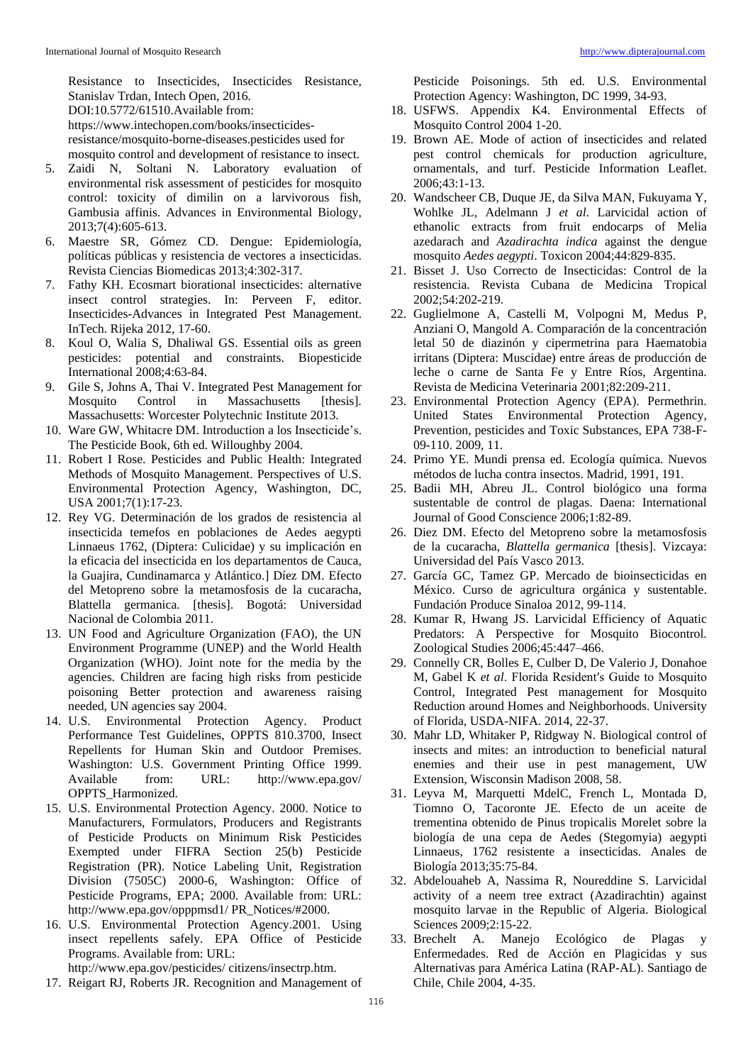Resistance to Insecticides, Insecticides Resistance, Stanislav Trdan, Intech Open, 2016. DOI:10.5772/61510.Available from: https://www.intechopen.com/books/insecticides-resistance/mosquito-borne-diseases.pesticides used for mosquito control and development of resistance to insect.

5. Zaidi N, Soltani N. Laboratory evaluation of environmental risk assessment of pesticides for mosquito control: toxicity of dimilin on a larvivorous fish, Gambusia affinis. Advances in Environmental Biology, 2013;7(4):605-613.
6. Maestre SR, Gómez CD. Dengue: Epidemiología, políticas públicas y resistencia de vectores a insecticidas. Revista Ciencias Biomedicas 2013;4:302-317.
7. Fathy KH. Ecosmart biorational insecticides: alternative insect control strategies. In: Perveen F, editor. Insecticides-Advances in Integrated Pest Management. InTech. Rijeka 2012, 17-60.
8. Koul O, Walia S, Dhaliwal GS. Essential oils as green pesticides: potential and constraints. Biopesticide International 2008;4:63-84.
9. Gile S, Johns A, Thai V. Integrated Pest Management for Mosquito Control in Massachusetts [thesis]. Massachusetts: Worcester Polytechnic Institute 2013.
10. Ware GW, Whitacre DM. Introduction a los Insecticide's. The Pesticide Book, 6th ed. Willoughby 2004.
11. Robert I Rose. Pesticides and Public Health: Integrated Methods of Mosquito Management. Perspectives of U.S. Environmental Protection Agency, Washington, DC, USA 2001;7(1):17-23.
12. Rey VG. Determinación de los grados de resistencia al insecticida temefos en poblaciones de Aedes aegypti Linnaeus 1762, (Diptera: Culicidae) y su implicación en la eficacia del insecticida en los departamentos de Cauca, la Guajira, Cundinamarca y Atlántico.] Díez DM. Efecto del Metopreno sobre la metamosfosis de la cucaracha, Blattella germanica. [thesis]. Bogotá: Universidad Nacional de Colombia 2011.
13. UN Food and Agriculture Organization (FAO), the UN Environment Programme (UNEP) and the World Health Organization (WHO). Joint note for the media by the agencies. Children are facing high risks from pesticide poisoning Better protection and awareness raising needed, UN agencies say 2004.
14. U.S. Environmental Protection Agency. Product Performance Test Guidelines, OPPTS 810.3700, Insect Repellents for Human Skin and Outdoor Premises. Washington: U.S. Government Printing Office 1999. Available from: URL: http://www.epa.gov/ OPPTS_Harmonized.
15. U.S. Environmental Protection Agency. 2000. Notice to Manufacturers, Formulators, Producers and Registrants of Pesticide Products on Minimum Risk Pesticides Exempted under FIFRA Section 25(b) Pesticide Registration (PR). Notice Labeling Unit, Registration Division (7505C) 2000-6, Washington: Office of Pesticide Programs, EPA; 2000. Available from: URL: http://www.epa.gov/opppmsd1/ PR_Notices/#2000.
16. U.S. Environmental Protection Agency.2001. Using insect repellents safely. EPA Office of Pesticide Programs. Available from: URL: http://www.epa.gov/pesticides/ citizens/insectrp.htm.
17. Reigart RJ, Roberts JR. Recognition and Management of Pesticide Poisonings. 5th ed. U.S. Environmental Protection Agency: Washington, DC 1999, 34-93.
18. USFWS. Appendix K4. Environmental Effects of Mosquito Control 2004 1-20.
19. Brown AE. Mode of action of insecticides and related pest control chemicals for production agriculture, ornamentals, and turf. Pesticide Information Leaflet. 2006;43:1-13.
20. Wandscheer CB, Duque JE, da Silva MAN, Fukuyama Y, Wohlke JL, Adelmann J *et al*. Larvicidal action of ethanolic extracts from fruit endocarps of Melia azedarach and *Azadirachta indica* against the dengue mosquito *Aedes aegypti*. Toxicon 2004;44:829-835.
21. Bisset J. Uso Correcto de Insecticidas: Control de la resistencia. Revista Cubana de Medicina Tropical 2002;54:202-219.
22. Guglielmone A, Castelli M, Volpogni M, Medus P, Anziani O, Mangold A. Comparación de la concentración letal 50 de diazinón y cipermetrina para Haematobia irritans (Diptera: Muscidae) entre áreas de producción de leche o carne de Santa Fe y Entre Ríos, Argentina. Revista de Medicina Veterinaria 2001;82:209-211.
23. Environmental Protection Agency (EPA). Permethrin. United States Environmental Protection Agency, Prevention, pesticides and Toxic Substances, EPA 738-F-09-110. 2009, 11.
24. Primo YE. Mundi prensa ed. Ecología química. Nuevos métodos de lucha contra insectos. Madrid, 1991, 191.
25. Badii MH, Abreu JL. Control biológico una forma sustentable de control de plagas. Daena: International Journal of Good Conscience 2006;1:82-89.
26. Diez DM. Efecto del Metopreno sobre la metamosfosis de la cucaracha, *Blattella germanica* [thesis]. Vizcaya: Universidad del País Vasco 2013.
27. García GC, Tamez GP. Mercado de bioinsecticidas en México. Curso de agricultura orgánica y sustentable. Fundación Produce Sinaloa 2012, 99-114.
28. Kumar R, Hwang JS. Larvicidal Efficiency of Aquatic Predators: A Perspective for Mosquito Biocontrol. Zoological Studies 2006;45:447–466.
29. Connelly CR, Bolles E, Culber D, De Valerio J, Donahoe M, Gabel K *et al*. Florida Resident′s Guide to Mosquito Control, Integrated Pest management for Mosquito Reduction around Homes and Neighborhoods. University of Florida, USDA-NIFA. 2014, 22-37.
30. Mahr LD, Whitaker P, Ridgway N. Biological control of insects and mites: an introduction to beneficial natural enemies and their use in pest management, UW Extension, Wisconsin Madison 2008, 58.
31. Leyva M, Marquetti MdelC, French L, Montada D, Tiomno O, Tacoronte JE. Efecto de un aceite de trementina obtenido de Pinus tropicalis Morelet sobre la biología de una cepa de Aedes (Stegomyia) aegypti Linnaeus, 1762 resistente a insecticidas. Anales de Biología 2013;35:75-84.
32. Abdelouaheb A, Nassima R, Noureddine S. Larvicidal activity of a neem tree extract (Azadirachtin) against mosquito larvae in the Republic of Algeria. Biological Sciences 2009;2:15-22.
33. Brechelt A. Manejo Ecológico de Plagas y Enfermedades. Red de Acción en Plagicidas y sus Alternativas para América Latina (RAP-AL). Santiago de Chile, Chile 2004, 4-35.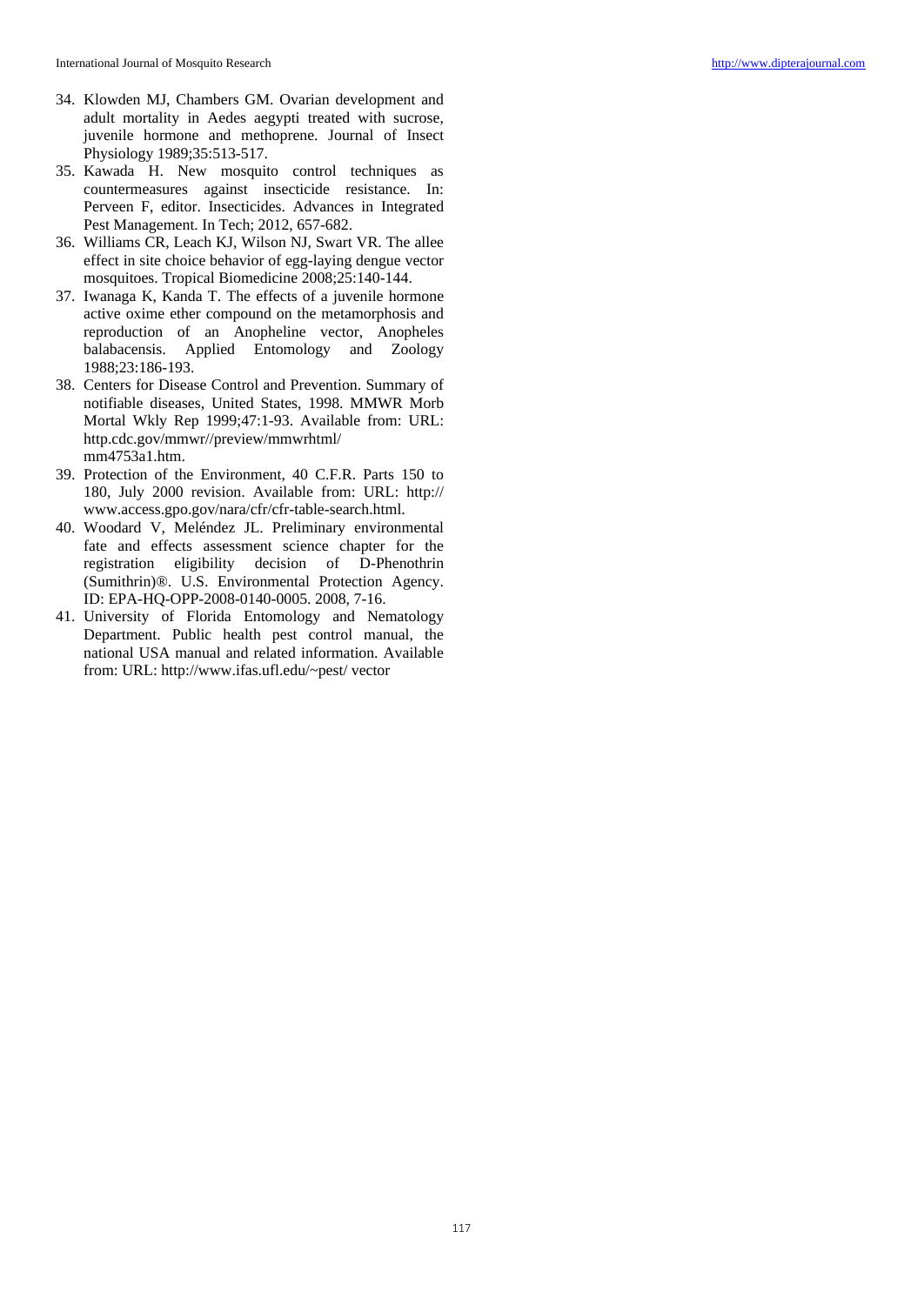34. Klowden MJ, Chambers GM. Ovarian development and adult mortality in Aedes aegypti treated with sucrose, juvenile hormone and methoprene. Journal of Insect Physiology 1989;35:513-517.
35. Kawada H. New mosquito control techniques as countermeasures against insecticide resistance. In: Perveen F, editor. Insecticides. Advances in Integrated Pest Management. In Tech; 2012, 657-682.
36. Williams CR, Leach KJ, Wilson NJ, Swart VR. The allee effect in site choice behavior of egg-laying dengue vector mosquitoes. Tropical Biomedicine 2008;25:140-144.
37. Iwanaga K, Kanda T. The effects of a juvenile hormone active oxime ether compound on the metamorphosis and reproduction of an Anopheline vector, Anopheles balabacensis. Applied Entomology and Zoology 1988;23:186-193.
38. Centers for Disease Control and Prevention. Summary of notifiable diseases, United States, 1998. MMWR Morb Mortal Wkly Rep 1999;47:1-93. Available from: URL: http.cdc.gov/mmwr//preview/mmwrhtml/ mm4753a1.htm.
39. Protection of the Environment, 40 C.F.R. Parts 150 to 180, July 2000 revision. Available from: URL: http:// www.access.gpo.gov/nara/cfr/cfr-table-search.html.
40. Woodard V, Meléndez JL. Preliminary environmental fate and effects assessment science chapter for the registration eligibility decision of D-Phenothrin (Sumithrin)®. U.S. Environmental Protection Agency. ID: EPA-HQ-OPP-2008-0140-0005. 2008, 7-16.
41. University of Florida Entomology and Nematology Department. Public health pest control manual, the national USA manual and related information. Available from: URL: http://www.ifas.ufl.edu/~pest/ vector